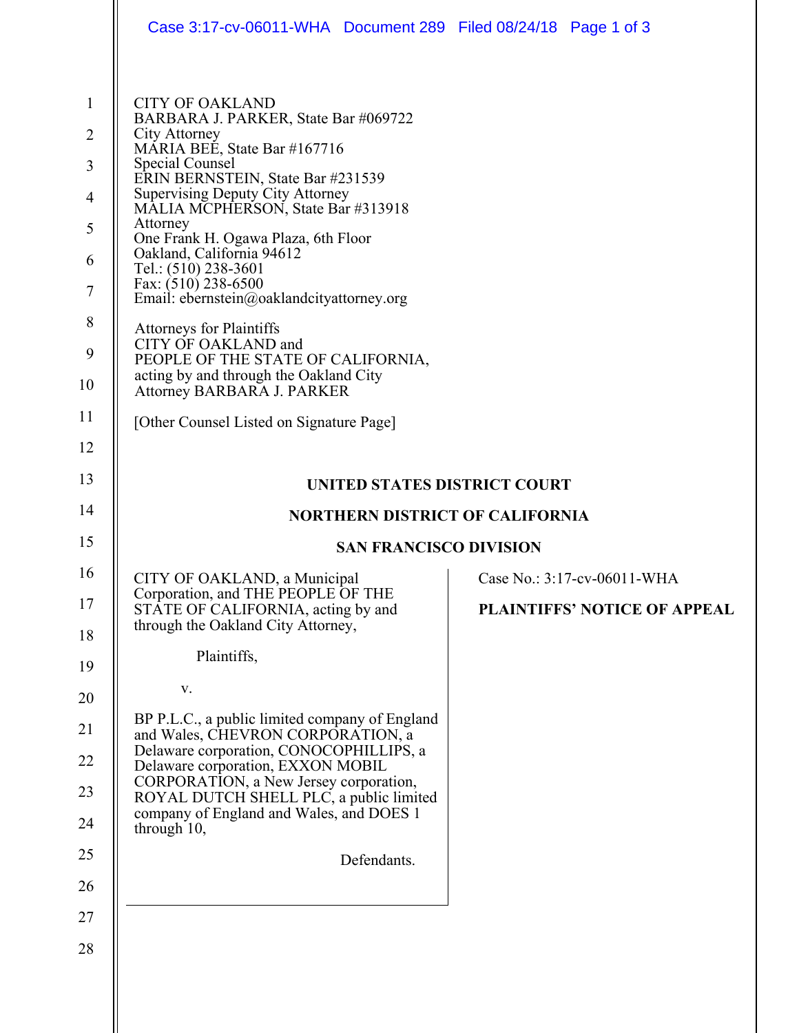CITY OF OAKLAND
BARBARA J. PARKER, State Bar #069722
City Attorney
MARIA BEE, State Bar #167716
Special Counsel
ERIN BERNSTEIN, State Bar #231539
Supervising Deputy City Attorney
MALIA MCPHERSON, State Bar #313918
Attorney
One Frank H. Ogawa Plaza, 6th Floor
Oakland, California 94612
Tel.: (510) 238-3601
Fax: (510) 238-6500
Email: ebernstein@oaklandcityattorney.org

Attorneys for Plaintiffs
CITY OF OAKLAND and
PEOPLE OF THE STATE OF CALIFORNIA,
acting by and through the Oakland City
Attorney BARBARA J. PARKER

[Other Counsel Listed on Signature Page]

**UNITED STATES DISTRICT COURT**

**NORTHERN DISTRICT OF CALIFORNIA**

**SAN FRANCISCO DIVISION**

CITY OF OAKLAND, a Municipal Corporation, and THE PEOPLE OF THE STATE OF CALIFORNIA, acting by and through the Oakland City Attorney,

Plaintiffs,

v.

BP P.L.C., a public limited company of England and Wales, CHEVRON CORPORATION, a Delaware corporation, CONOCOPHILLIPS, a Delaware corporation, EXXON MOBIL CORPORATION, a New Jersey corporation, ROYAL DUTCH SHELL PLC, a public limited company of England and Wales, and DOES 1 through 10,

Defendants.

Case No.: 3:17-cv-06011-WHA

**PLAINTIFFS' NOTICE OF APPEAL**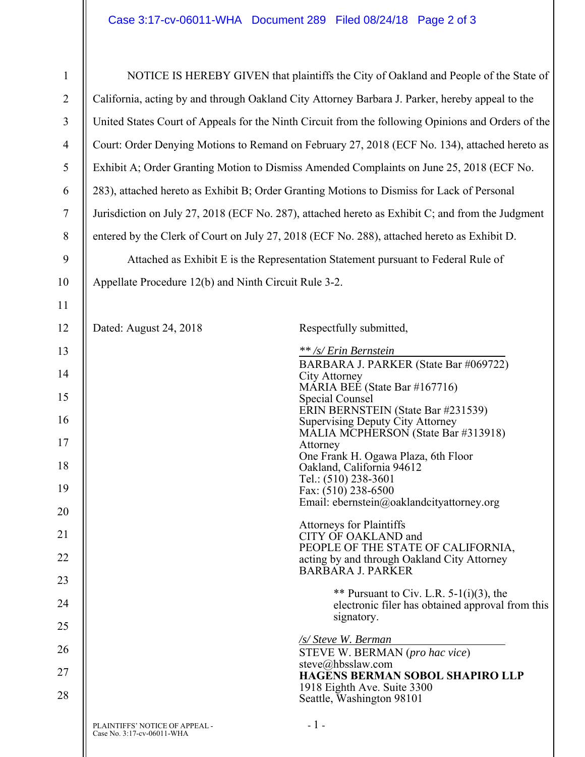NOTICE IS HEREBY GIVEN that plaintiffs the City of Oakland and People of the State of California, acting by and through Oakland City Attorney Barbara J. Parker, hereby appeal to the United States Court of Appeals for the Ninth Circuit from the following Opinions and Orders of the Court: Order Denying Motions to Remand on February 27, 2018 (ECF No. 134), attached hereto as Exhibit A; Order Granting Motion to Dismiss Amended Complaints on June 25, 2018 (ECF No. 283), attached hereto as Exhibit B; Order Granting Motions to Dismiss for Lack of Personal Jurisdiction on July 27, 2018 (ECF No. 287), attached hereto as Exhibit C; and from the Judgment entered by the Clerk of Court on July 27, 2018 (ECF No. 288), attached hereto as Exhibit D.

Attached as Exhibit E is the Representation Statement pursuant to Federal Rule of Appellate Procedure 12(b) and Ninth Circuit Rule 3-2.

Dated: August 24, 2018

Respectfully submitted,

*\*\* /s/ Erin Bernstein*
BARBARA J. PARKER (State Bar #069722)
City Attorney
MARIA BEE (State Bar #167716)
Special Counsel
ERIN BERNSTEIN (State Bar #231539)
Supervising Deputy City Attorney
MALIA MCPHERSON (State Bar #313918)
Attorney
One Frank H. Ogawa Plaza, 6th Floor
Oakland, California 94612
Tel.: (510) 238-3601
Fax: (510) 238-6500
Email: ebernstein@oaklandcityattorney.org

Attorneys for Plaintiffs
CITY OF OAKLAND and
PEOPLE OF THE STATE OF CALIFORNIA,
acting by and through Oakland City Attorney
BARBARA J. PARKER

\*\* Pursuant to Civ. L.R. 5-1(i)(3), the electronic filer has obtained approval from this signatory.

*/s/ Steve W. Berman*
STEVE W. BERMAN (*pro hac vice*)
steve@hbsslaw.com
**HAGENS BERMAN SOBOL SHAPIRO LLP**
1918 Eighth Ave. Suite 3300
Seattle, Washington 98101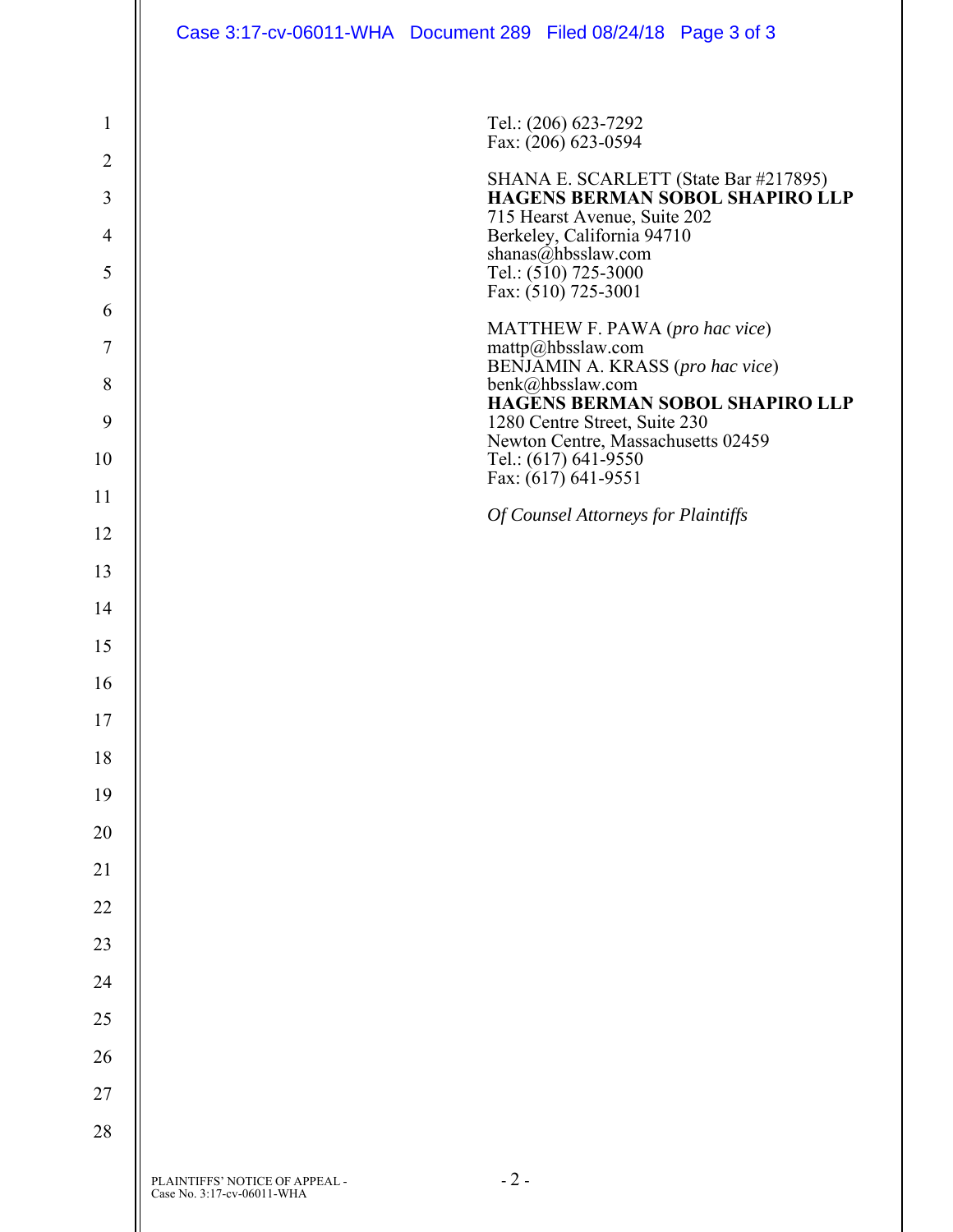Tel.: (206) 623-7292
Fax: (206) 623-0594

SHANA E. SCARLETT (State Bar #217895)
**HAGENS BERMAN SOBOL SHAPIRO LLP**
715 Hearst Avenue, Suite 202
Berkeley, California 94710
shanas@hbsslaw.com
Tel.: (510) 725-3000
Fax: (510) 725-3001

MATTHEW F. PAWA (*pro hac vice*)
mattp@hbsslaw.com
BENJAMIN A. KRASS (*pro hac vice*)
benk@hbsslaw.com
**HAGENS BERMAN SOBOL SHAPIRO LLP**
1280 Centre Street, Suite 230
Newton Centre, Massachusetts 02459
Tel.: (617) 641-9550
Fax: (617) 641-9551

*Of Counsel Attorneys for Plaintiffs*